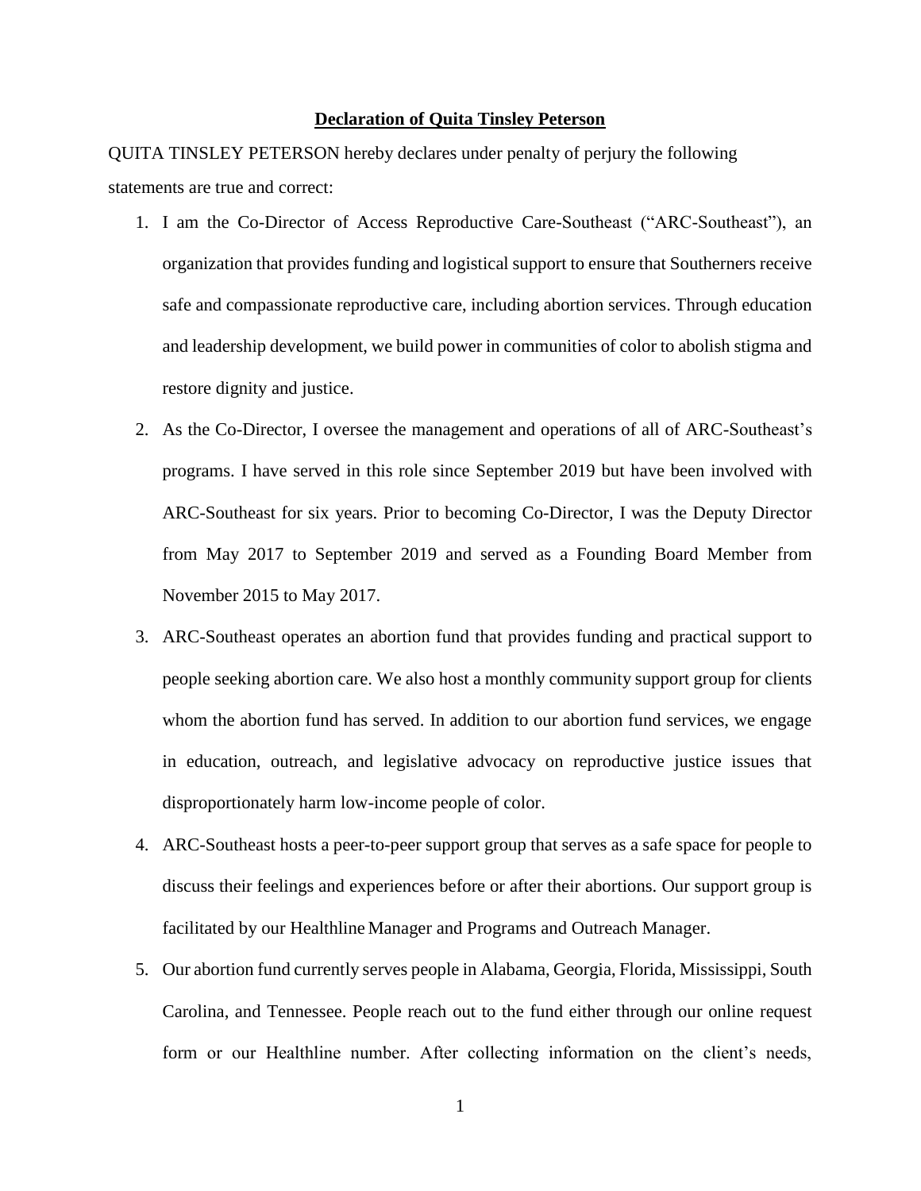**Declaration of Quita Tinsley Peterson**

QUITA TINSLEY PETERSON hereby declares under penalty of perjury the following statements are true and correct:

1. I am the Co-Director of Access Reproductive Care-Southeast ("ARC-Southeast"), an organization that provides funding and logistical support to ensure that Southerners receive safe and compassionate reproductive care, including abortion services. Through education and leadership development, we build power in communities of color to abolish stigma and restore dignity and justice.
2. As the Co-Director, I oversee the management and operations of all of ARC-Southeast's programs. I have served in this role since September 2019 but have been involved with ARC-Southeast for six years. Prior to becoming Co-Director, I was the Deputy Director from May 2017 to September 2019 and served as a Founding Board Member from November 2015 to May 2017.
3. ARC-Southeast operates an abortion fund that provides funding and practical support to people seeking abortion care. We also host a monthly community support group for clients whom the abortion fund has served. In addition to our abortion fund services, we engage in education, outreach, and legislative advocacy on reproductive justice issues that disproportionately harm low-income people of color.
4. ARC-Southeast hosts a peer-to-peer support group that serves as a safe space for people to discuss their feelings and experiences before or after their abortions. Our support group is facilitated by our Healthline Manager and Programs and Outreach Manager.
5. Our abortion fund currently serves people in Alabama, Georgia, Florida, Mississippi, South Carolina, and Tennessee. People reach out to the fund either through our online request form or our Healthline number. After collecting information on the client's needs,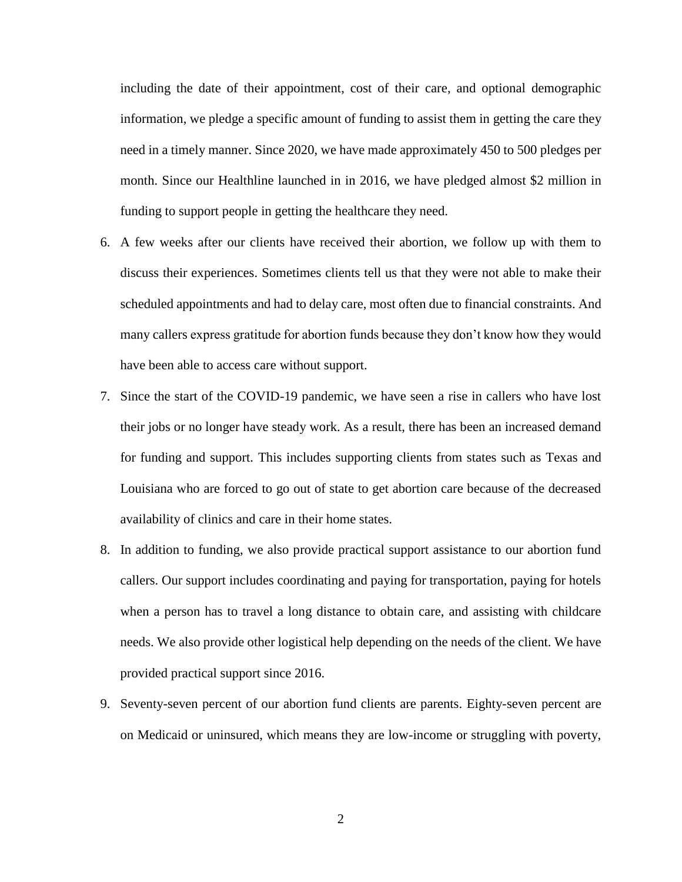including the date of their appointment, cost of their care, and optional demographic information, we pledge a specific amount of funding to assist them in getting the care they need in a timely manner. Since 2020, we have made approximately 450 to 500 pledges per month. Since our Healthline launched in in 2016, we have pledged almost $2 million in funding to support people in getting the healthcare they need.

6. A few weeks after our clients have received their abortion, we follow up with them to discuss their experiences. Sometimes clients tell us that they were not able to make their scheduled appointments and had to delay care, most often due to financial constraints. And many callers express gratitude for abortion funds because they don't know how they would have been able to access care without support.

7. Since the start of the COVID-19 pandemic, we have seen a rise in callers who have lost their jobs or no longer have steady work. As a result, there has been an increased demand for funding and support. This includes supporting clients from states such as Texas and Louisiana who are forced to go out of state to get abortion care because of the decreased availability of clinics and care in their home states.

8. In addition to funding, we also provide practical support assistance to our abortion fund callers. Our support includes coordinating and paying for transportation, paying for hotels when a person has to travel a long distance to obtain care, and assisting with childcare needs. We also provide other logistical help depending on the needs of the client. We have provided practical support since 2016.

9. Seventy-seven percent of our abortion fund clients are parents. Eighty-seven percent are on Medicaid or uninsured, which means they are low-income or struggling with poverty,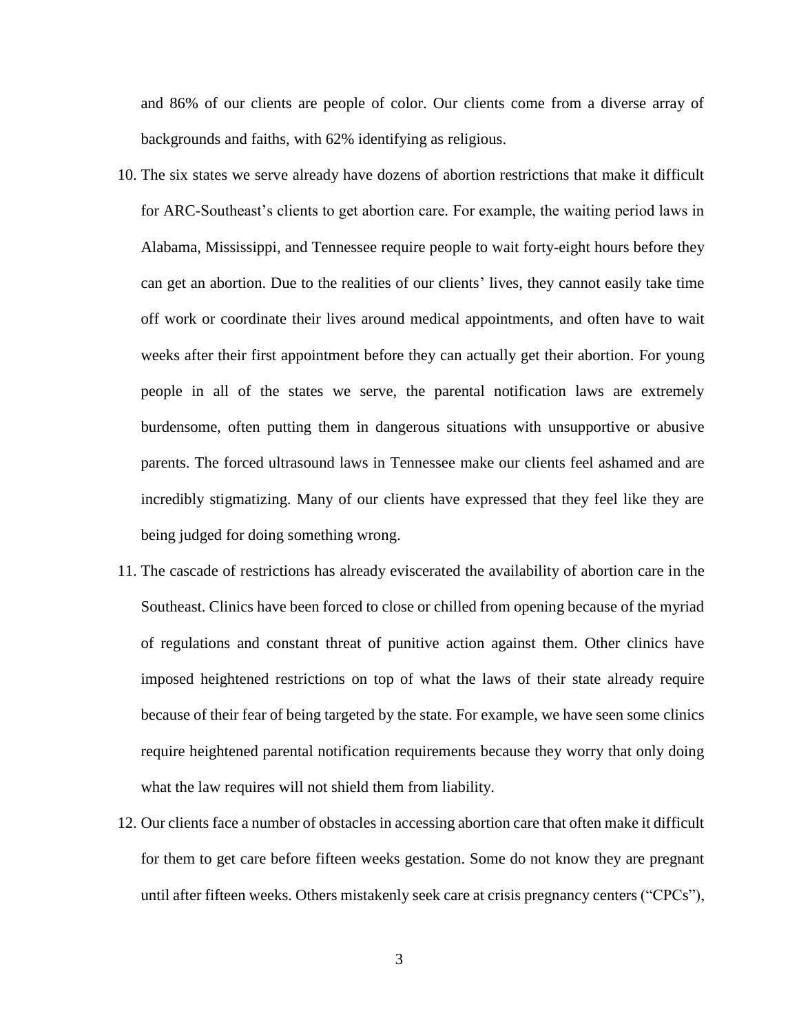and 86% of our clients are people of color. Our clients come from a diverse array of backgrounds and faiths, with 62% identifying as religious.

10. The six states we serve already have dozens of abortion restrictions that make it difficult for ARC-Southeast's clients to get abortion care. For example, the waiting period laws in Alabama, Mississippi, and Tennessee require people to wait forty-eight hours before they can get an abortion. Due to the realities of our clients' lives, they cannot easily take time off work or coordinate their lives around medical appointments, and often have to wait weeks after their first appointment before they can actually get their abortion. For young people in all of the states we serve, the parental notification laws are extremely burdensome, often putting them in dangerous situations with unsupportive or abusive parents. The forced ultrasound laws in Tennessee make our clients feel ashamed and are incredibly stigmatizing. Many of our clients have expressed that they feel like they are being judged for doing something wrong.

11. The cascade of restrictions has already eviscerated the availability of abortion care in the Southeast. Clinics have been forced to close or chilled from opening because of the myriad of regulations and constant threat of punitive action against them. Other clinics have imposed heightened restrictions on top of what the laws of their state already require because of their fear of being targeted by the state. For example, we have seen some clinics require heightened parental notification requirements because they worry that only doing what the law requires will not shield them from liability.

12. Our clients face a number of obstacles in accessing abortion care that often make it difficult for them to get care before fifteen weeks gestation. Some do not know they are pregnant until after fifteen weeks. Others mistakenly seek care at crisis pregnancy centers ("CPCs"),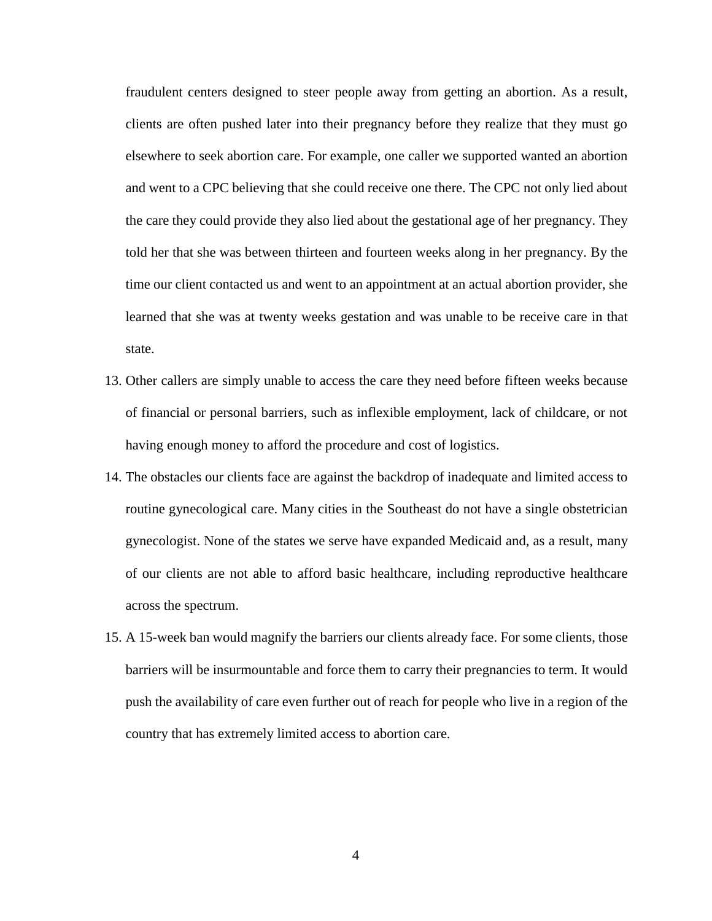fraudulent centers designed to steer people away from getting an abortion. As a result, clients are often pushed later into their pregnancy before they realize that they must go elsewhere to seek abortion care. For example, one caller we supported wanted an abortion and went to a CPC believing that she could receive one there. The CPC not only lied about the care they could provide they also lied about the gestational age of her pregnancy. They told her that she was between thirteen and fourteen weeks along in her pregnancy. By the time our client contacted us and went to an appointment at an actual abortion provider, she learned that she was at twenty weeks gestation and was unable to be receive care in that state.

13. Other callers are simply unable to access the care they need before fifteen weeks because of financial or personal barriers, such as inflexible employment, lack of childcare, or not having enough money to afford the procedure and cost of logistics.

14. The obstacles our clients face are against the backdrop of inadequate and limited access to routine gynecological care. Many cities in the Southeast do not have a single obstetrician gynecologist. None of the states we serve have expanded Medicaid and, as a result, many of our clients are not able to afford basic healthcare, including reproductive healthcare across the spectrum.

15. A 15-week ban would magnify the barriers our clients already face. For some clients, those barriers will be insurmountable and force them to carry their pregnancies to term. It would push the availability of care even further out of reach for people who live in a region of the country that has extremely limited access to abortion care.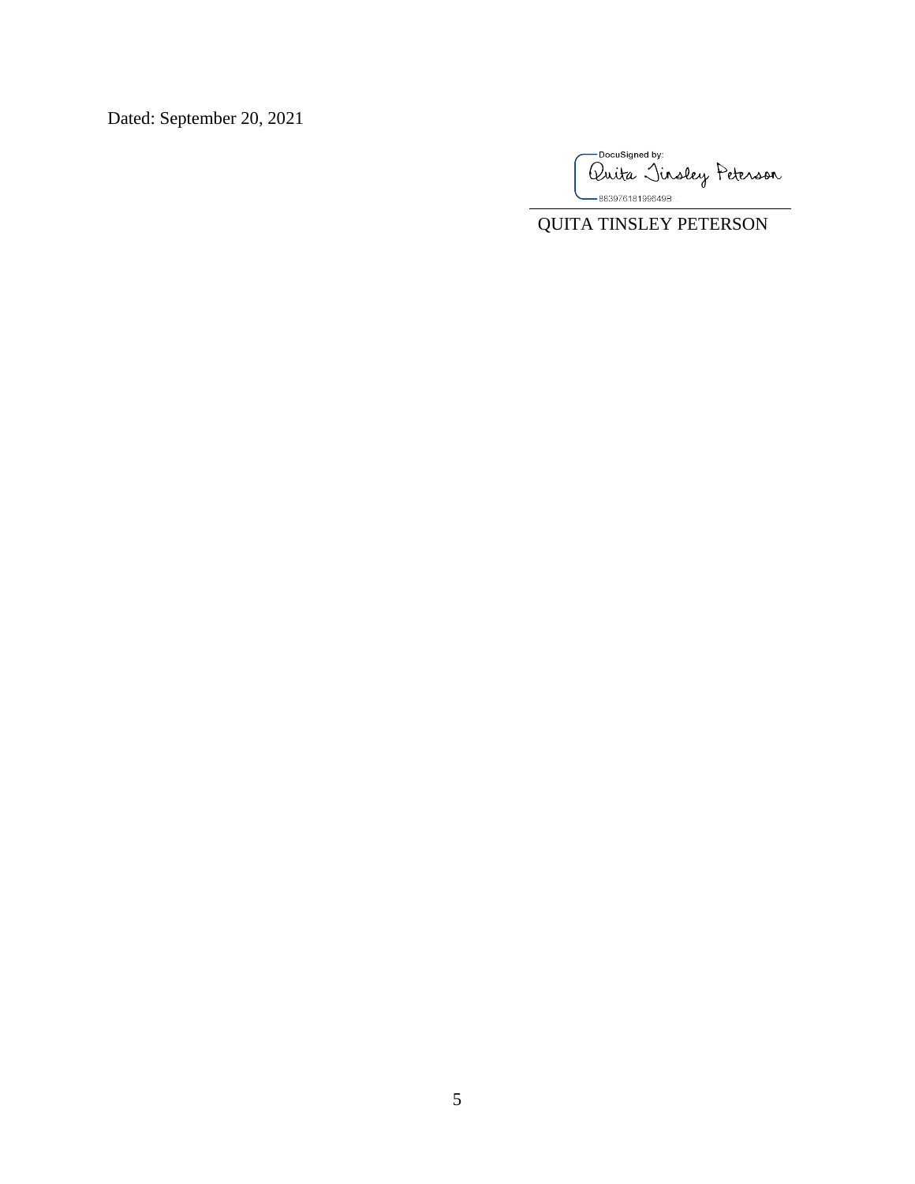Dated: September 20, 2021

DocuSigned by:
Quita Tinsley Peterson
883976181996498

QUITA TINSLEY PETERSON